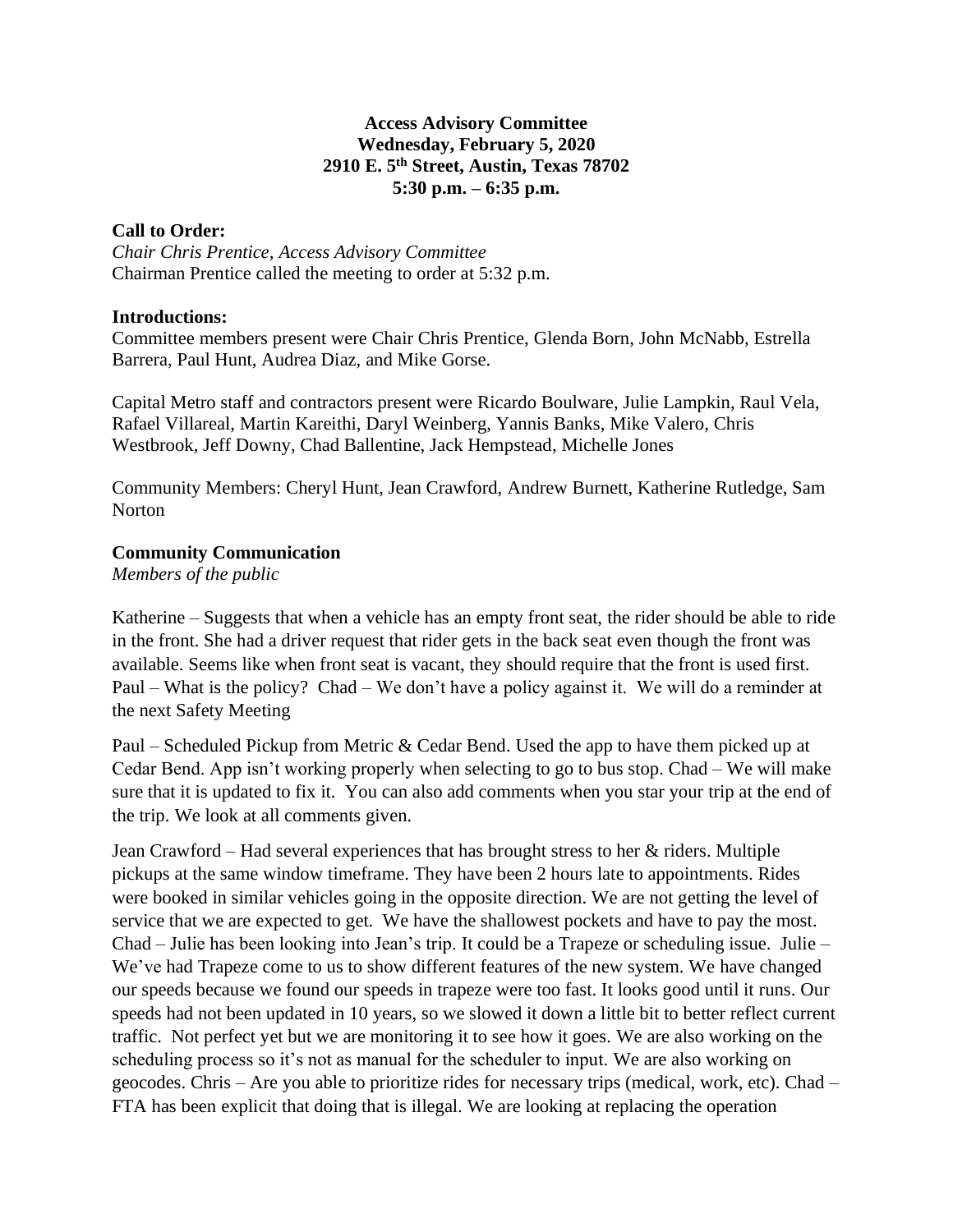**Access Advisory Committee**
**Wednesday, February 5, 2020**
**2910 E. 5th Street, Austin, Texas 78702**
**5:30 p.m. – 6:35 p.m.**

**Call to Order:**
*Chair Chris Prentice, Access Advisory Committee*
Chairman Prentice called the meeting to order at 5:32 p.m.

**Introductions:**
Committee members present were Chair Chris Prentice, Glenda Born, John McNabb, Estrella Barrera, Paul Hunt, Audrea Diaz, and Mike Gorse.

Capital Metro staff and contractors present were Ricardo Boulware, Julie Lampkin, Raul Vela, Rafael Villareal, Martin Kareithi, Daryl Weinberg, Yannis Banks, Mike Valero, Chris Westbrook, Jeff Downy, Chad Ballentine, Jack Hempstead, Michelle Jones

Community Members: Cheryl Hunt, Jean Crawford, Andrew Burnett, Katherine Rutledge, Sam Norton

**Community Communication**
*Members of the public*

Katherine – Suggests that when a vehicle has an empty front seat, the rider should be able to ride in the front. She had a driver request that rider gets in the back seat even though the front was available. Seems like when front seat is vacant, they should require that the front is used first. Paul – What is the policy? Chad – We don't have a policy against it. We will do a reminder at the next Safety Meeting

Paul – Scheduled Pickup from Metric & Cedar Bend. Used the app to have them picked up at Cedar Bend. App isn't working properly when selecting to go to bus stop. Chad – We will make sure that it is updated to fix it. You can also add comments when you star your trip at the end of the trip. We look at all comments given.

Jean Crawford – Had several experiences that has brought stress to her & riders. Multiple pickups at the same window timeframe. They have been 2 hours late to appointments. Rides were booked in similar vehicles going in the opposite direction. We are not getting the level of service that we are expected to get. We have the shallowest pockets and have to pay the most. Chad – Julie has been looking into Jean's trip. It could be a Trapeze or scheduling issue. Julie – We've had Trapeze come to us to show different features of the new system. We have changed our speeds because we found our speeds in trapeze were too fast. It looks good until it runs. Our speeds had not been updated in 10 years, so we slowed it down a little bit to better reflect current traffic. Not perfect yet but we are monitoring it to see how it goes. We are also working on the scheduling process so it's not as manual for the scheduler to input. We are also working on geocodes. Chris – Are you able to prioritize rides for necessary trips (medical, work, etc). Chad – FTA has been explicit that doing that is illegal. We are looking at replacing the operation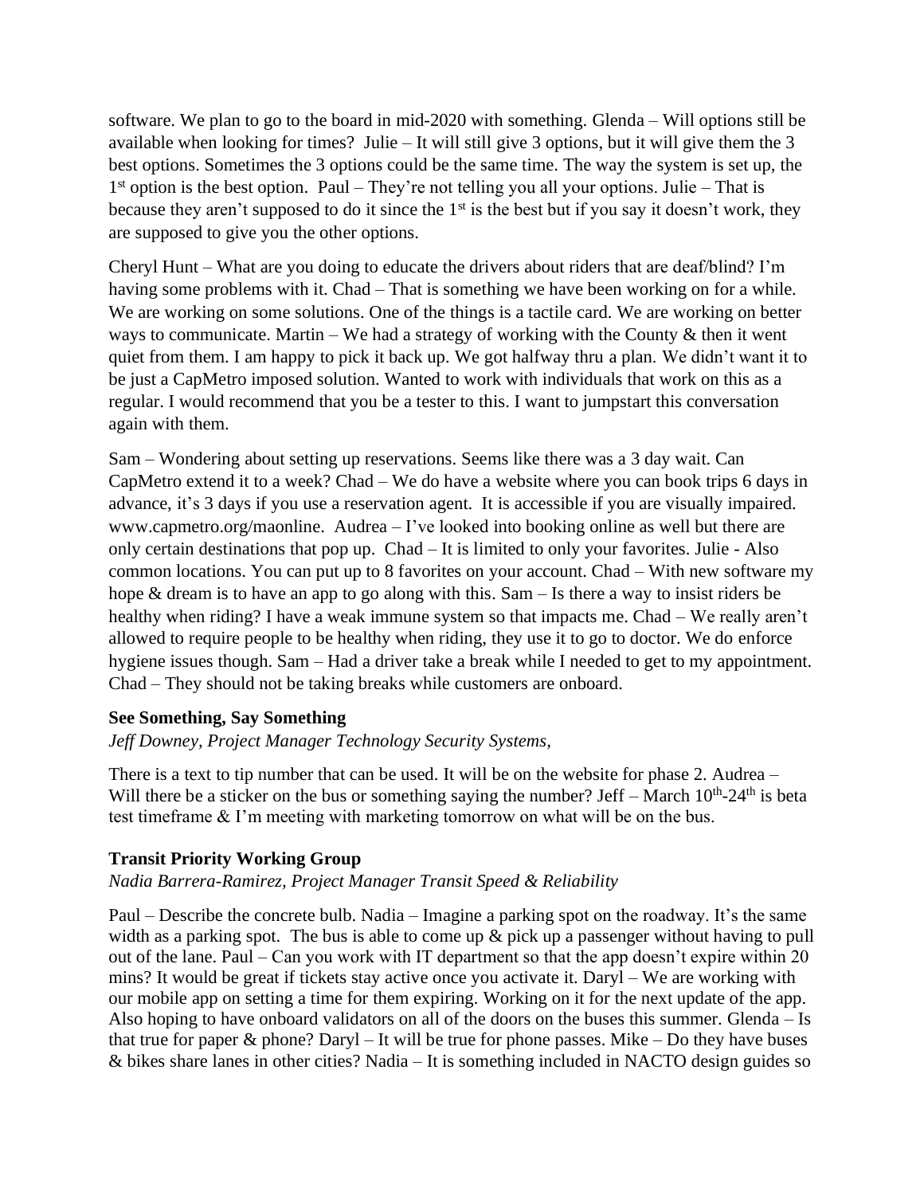software. We plan to go to the board in mid-2020 with something. Glenda – Will options still be available when looking for times? Julie – It will still give 3 options, but it will give them the 3 best options. Sometimes the 3 options could be the same time. The way the system is set up, the 1st option is the best option. Paul – They're not telling you all your options. Julie – That is because they aren't supposed to do it since the 1st is the best but if you say it doesn't work, they are supposed to give you the other options.

Cheryl Hunt – What are you doing to educate the drivers about riders that are deaf/blind? I'm having some problems with it. Chad – That is something we have been working on for a while. We are working on some solutions. One of the things is a tactile card. We are working on better ways to communicate. Martin – We had a strategy of working with the County & then it went quiet from them. I am happy to pick it back up. We got halfway thru a plan. We didn't want it to be just a CapMetro imposed solution. Wanted to work with individuals that work on this as a regular. I would recommend that you be a tester to this. I want to jumpstart this conversation again with them.

Sam – Wondering about setting up reservations. Seems like there was a 3 day wait. Can CapMetro extend it to a week? Chad – We do have a website where you can book trips 6 days in advance, it's 3 days if you use a reservation agent. It is accessible if you are visually impaired. www.capmetro.org/maonline. Audrea – I've looked into booking online as well but there are only certain destinations that pop up. Chad – It is limited to only your favorites. Julie - Also common locations. You can put up to 8 favorites on your account. Chad – With new software my hope & dream is to have an app to go along with this. Sam – Is there a way to insist riders be healthy when riding? I have a weak immune system so that impacts me. Chad – We really aren't allowed to require people to be healthy when riding, they use it to go to doctor. We do enforce hygiene issues though. Sam – Had a driver take a break while I needed to get to my appointment. Chad – They should not be taking breaks while customers are onboard.

### See Something, Say Something

*Jeff Downey, Project Manager Technology Security Systems,*

There is a text to tip number that can be used. It will be on the website for phase 2. Audrea – Will there be a sticker on the bus or something saying the number? Jeff – March 10th-24th is beta test timeframe & I'm meeting with marketing tomorrow on what will be on the bus.

### Transit Priority Working Group

*Nadia Barrera-Ramirez, Project Manager Transit Speed & Reliability*

Paul – Describe the concrete bulb. Nadia – Imagine a parking spot on the roadway. It's the same width as a parking spot. The bus is able to come up & pick up a passenger without having to pull out of the lane. Paul – Can you work with IT department so that the app doesn't expire within 20 mins? It would be great if tickets stay active once you activate it. Daryl – We are working with our mobile app on setting a time for them expiring. Working on it for the next update of the app. Also hoping to have onboard validators on all of the doors on the buses this summer. Glenda – Is that true for paper & phone? Daryl – It will be true for phone passes. Mike – Do they have buses & bikes share lanes in other cities? Nadia – It is something included in NACTO design guides so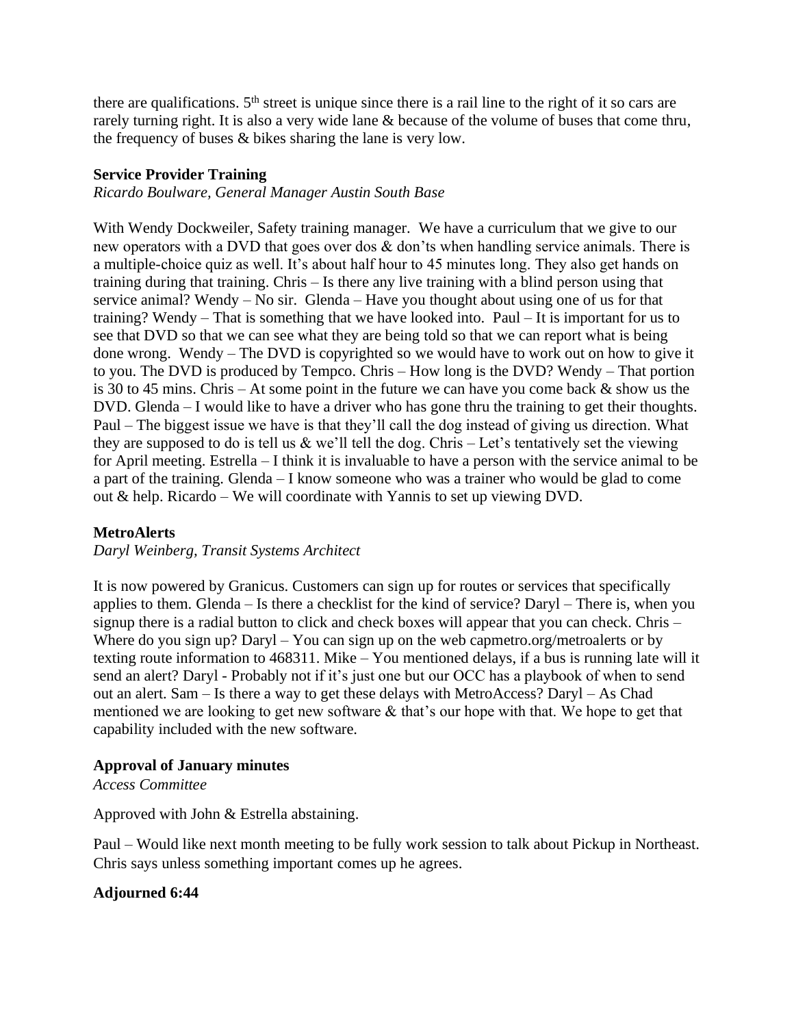there are qualifications. 5th street is unique since there is a rail line to the right of it so cars are rarely turning right. It is also a very wide lane & because of the volume of buses that come thru, the frequency of buses & bikes sharing the lane is very low.

**Service Provider Training**

*Ricardo Boulware, General Manager Austin South Base*

With Wendy Dockweiler, Safety training manager. We have a curriculum that we give to our new operators with a DVD that goes over dos & don'ts when handling service animals. There is a multiple-choice quiz as well. It's about half hour to 45 minutes long. They also get hands on training during that training. Chris – Is there any live training with a blind person using that service animal? Wendy – No sir. Glenda – Have you thought about using one of us for that training? Wendy – That is something that we have looked into. Paul – It is important for us to see that DVD so that we can see what they are being told so that we can report what is being done wrong. Wendy – The DVD is copyrighted so we would have to work out on how to give it to you. The DVD is produced by Tempco. Chris – How long is the DVD? Wendy – That portion is 30 to 45 mins. Chris – At some point in the future we can have you come back & show us the DVD. Glenda – I would like to have a driver who has gone thru the training to get their thoughts. Paul – The biggest issue we have is that they'll call the dog instead of giving us direction. What they are supposed to do is tell us & we'll tell the dog. Chris – Let's tentatively set the viewing for April meeting. Estrella – I think it is invaluable to have a person with the service animal to be a part of the training. Glenda – I know someone who was a trainer who would be glad to come out & help. Ricardo – We will coordinate with Yannis to set up viewing DVD.

**MetroAlerts**

*Daryl Weinberg, Transit Systems Architect*

It is now powered by Granicus. Customers can sign up for routes or services that specifically applies to them. Glenda – Is there a checklist for the kind of service? Daryl – There is, when you signup there is a radial button to click and check boxes will appear that you can check. Chris – Where do you sign up? Daryl – You can sign up on the web capmetro.org/metroalerts or by texting route information to 468311. Mike – You mentioned delays, if a bus is running late will it send an alert? Daryl - Probably not if it's just one but our OCC has a playbook of when to send out an alert. Sam – Is there a way to get these delays with MetroAccess? Daryl – As Chad mentioned we are looking to get new software & that's our hope with that. We hope to get that capability included with the new software.

**Approval of January minutes**

*Access Committee*

Approved with John & Estrella abstaining.

Paul – Would like next month meeting to be fully work session to talk about Pickup in Northeast. Chris says unless something important comes up he agrees.

**Adjourned 6:44**